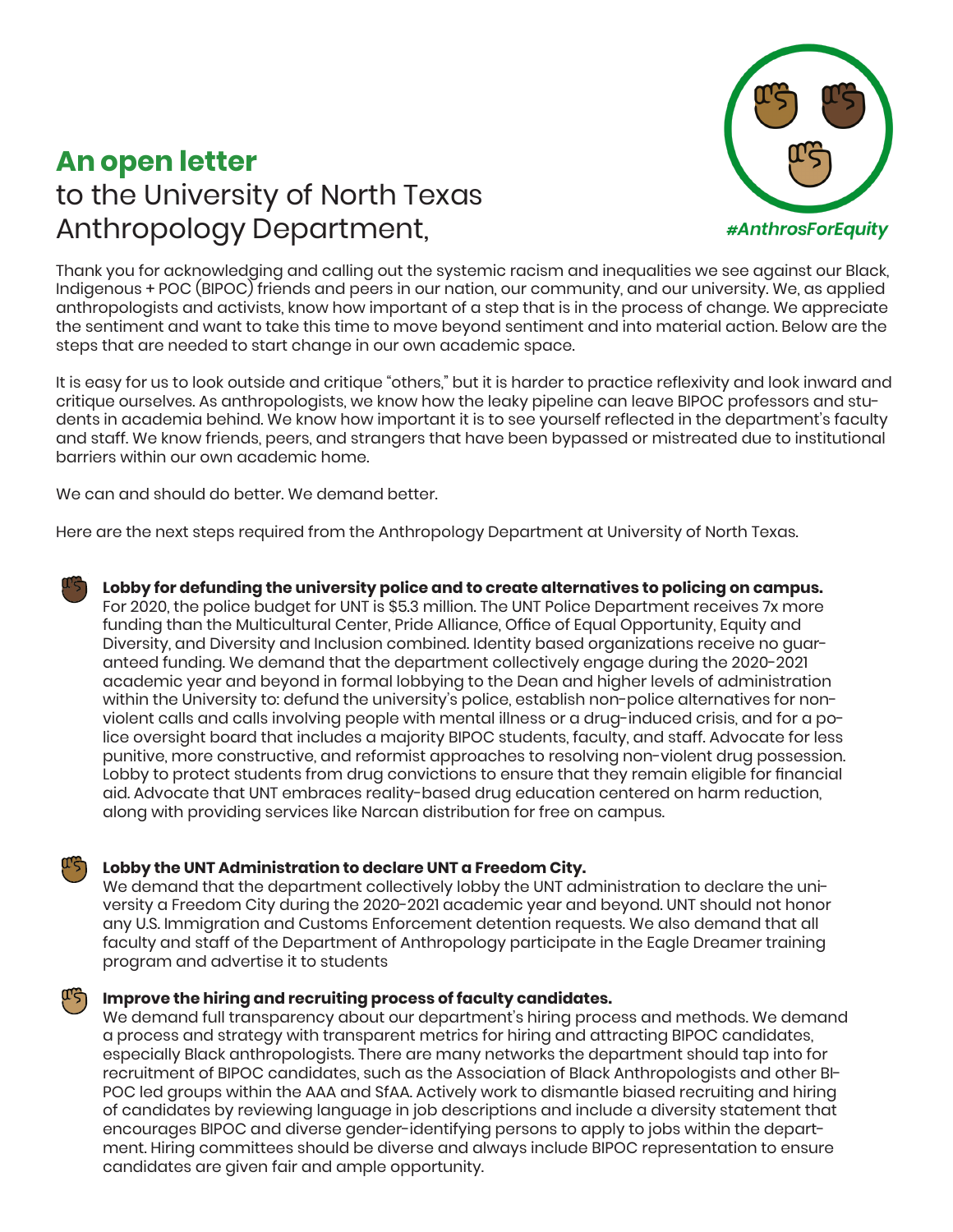# **An open letter**
## to the University of North Texas Anthropology Department,

*#AnthrosForEquity*

Thank you for acknowledging and calling out the systemic racism and inequalities we see against our Black, Indigenous + POC (BIPOC) friends and peers in our nation, our community, and our university. We, as applied anthropologists and activists, know how important of a step that is in the process of change. We appreciate the sentiment and want to take this time to move beyond sentiment and into material action. Below are the steps that are needed to start change in our own academic space.

It is easy for us to look outside and critique "others," but it is harder to practice reflexivity and look inward and critique ourselves. As anthropologists, we know how the leaky pipeline can leave BIPOC professors and students in academia behind. We know how important it is to see yourself reflected in the department's faculty and staff. We know friends, peers, and strangers that have been bypassed or mistreated due to institutional barriers within our own academic home.

We can and should do better. We demand better.

Here are the next steps required from the Anthropology Department at University of North Texas.

- **Lobby for defunding the university police and to create alternatives to policing on campus.**
For 2020, the police budget for UNT is $5.3 million. The UNT Police Department receives 7x more funding than the Multicultural Center, Pride Alliance, Office of Equal Opportunity, Equity and Diversity, and Diversity and Inclusion combined. Identity based organizations receive no guaranteed funding. We demand that the department collectively engage during the 2020-2021 academic year and beyond in formal lobbying to the Dean and higher levels of administration within the University to: defund the university's police, establish non-police alternatives for non-violent calls and calls involving people with mental illness or a drug-induced crisis, and for a police oversight board that includes a majority BIPOC students, faculty, and staff. Advocate for less punitive, more constructive, and reformist approaches to resolving non-violent drug possession. Lobby to protect students from drug convictions to ensure that they remain eligible for financial aid. Advocate that UNT embraces reality-based drug education centered on harm reduction, along with providing services like Narcan distribution for free on campus.

- **Lobby the UNT Administration to declare UNT a Freedom City.**
We demand that the department collectively lobby the UNT administration to declare the university a Freedom City during the 2020-2021 academic year and beyond. UNT should not honor any U.S. Immigration and Customs Enforcement detention requests. We also demand that all faculty and staff of the Department of Anthropology participate in the Eagle Dreamer training program and advertise it to students

- **Improve the hiring and recruiting process of faculty candidates.**
We demand full transparency about our department's hiring process and methods. We demand a process and strategy with transparent metrics for hiring and attracting BIPOC candidates, especially Black anthropologists. There are many networks the department should tap into for recruitment of BIPOC candidates, such as the Association of Black Anthropologists and other BIPOC led groups within the AAA and SfAA. Actively work to dismantle biased recruiting and hiring of candidates by reviewing language in job descriptions and include a diversity statement that encourages BIPOC and diverse gender-identifying persons to apply to jobs within the department. Hiring committees should be diverse and always include BIPOC representation to ensure candidates are given fair and ample opportunity.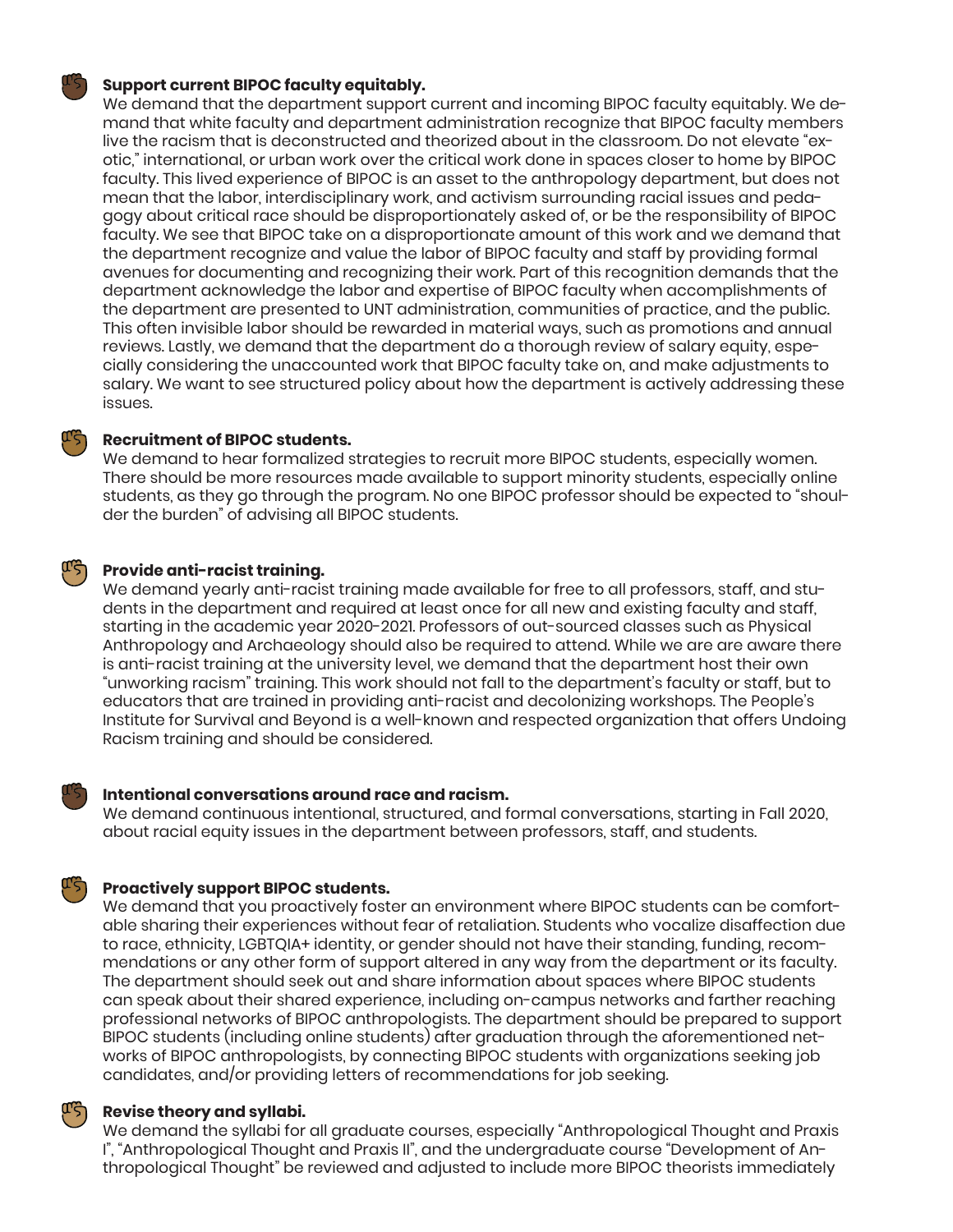**Support current BIPOC faculty equitably.**

We demand that the department support current and incoming BIPOC faculty equitably. We demand that white faculty and department administration recognize that BIPOC faculty members live the racism that is deconstructed and theorized about in the classroom. Do not elevate "exotic," international, or urban work over the critical work done in spaces closer to home by BIPOC faculty. This lived experience of BIPOC is an asset to the anthropology department, but does not mean that the labor, interdisciplinary work, and activism surrounding racial issues and pedagogy about critical race should be disproportionately asked of, or be the responsibility of BIPOC faculty. We see that BIPOC take on a disproportionate amount of this work and we demand that the department recognize and value the labor of BIPOC faculty and staff by providing formal avenues for documenting and recognizing their work. Part of this recognition demands that the department acknowledge the labor and expertise of BIPOC faculty when accomplishments of the department are presented to UNT administration, communities of practice, and the public. This often invisible labor should be rewarded in material ways, such as promotions and annual reviews. Lastly, we demand that the department do a thorough review of salary equity, especially considering the unaccounted work that BIPOC faculty take on, and make adjustments to salary. We want to see structured policy about how the department is actively addressing these issues.

**Recruitment of BIPOC students.**

We demand to hear formalized strategies to recruit more BIPOC students, especially women. There should be more resources made available to support minority students, especially online students, as they go through the program. No one BIPOC professor should be expected to "shoulder the burden" of advising all BIPOC students.

**Provide anti-racist training.**

We demand yearly anti-racist training made available for free to all professors, staff, and students in the department and required at least once for all new and existing faculty and staff, starting in the academic year 2020-2021. Professors of out-sourced classes such as Physical Anthropology and Archaeology should also be required to attend. While we are are aware there is anti-racist training at the university level, we demand that the department host their own "unworking racism" training. This work should not fall to the department's faculty or staff, but to educators that are trained in providing anti-racist and decolonizing workshops. The People's Institute for Survival and Beyond is a well-known and respected organization that offers Undoing Racism training and should be considered.

**Intentional conversations around race and racism.**

We demand continuous intentional, structured, and formal conversations, starting in Fall 2020, about racial equity issues in the department between professors, staff, and students.

**Proactively support BIPOC students.**

We demand that you proactively foster an environment where BIPOC students can be comfortable sharing their experiences without fear of retaliation. Students who vocalize disaffection due to race, ethnicity, LGBTQIA+ identity, or gender should not have their standing, funding, recommendations or any other form of support altered in any way from the department or its faculty. The department should seek out and share information about spaces where BIPOC students can speak about their shared experience, including on-campus networks and farther reaching professional networks of BIPOC anthropologists. The department should be prepared to support BIPOC students (including online students) after graduation through the aforementioned networks of BIPOC anthropologists, by connecting BIPOC students with organizations seeking job candidates, and/or providing letters of recommendations for job seeking.

**Revise theory and syllabi.**

We demand the syllabi for all graduate courses, especially "Anthropological Thought and Praxis I", "Anthropological Thought and Praxis II", and the undergraduate course "Development of Anthropological Thought" be reviewed and adjusted to include more BIPOC theorists immediately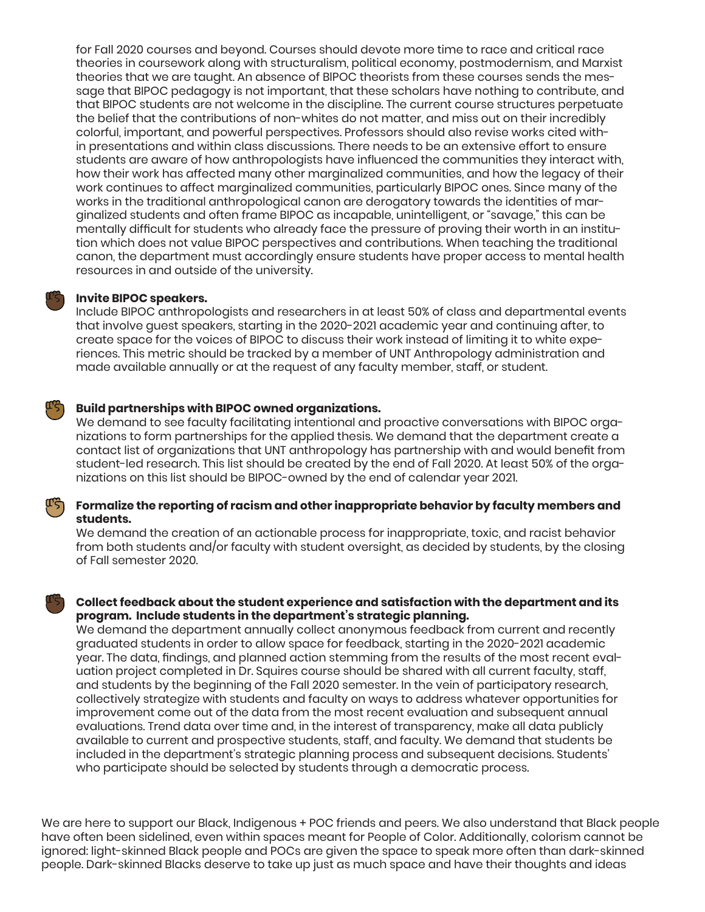for Fall 2020 courses and beyond. Courses should devote more time to race and critical race theories in coursework along with structuralism, political economy, postmodernism, and Marxist theories that we are taught. An absence of BIPOC theorists from these courses sends the message that BIPOC pedagogy is not important, that these scholars have nothing to contribute, and that BIPOC students are not welcome in the discipline. The current course structures perpetuate the belief that the contributions of non-whites do not matter, and miss out on their incredibly colorful, important, and powerful perspectives. Professors should also revise works cited within presentations and within class discussions. There needs to be an extensive effort to ensure students are aware of how anthropologists have influenced the communities they interact with, how their work has affected many other marginalized communities, and how the legacy of their work continues to affect marginalized communities, particularly BIPOC ones. Since many of the works in the traditional anthropological canon are derogatory towards the identities of marginalized students and often frame BIPOC as incapable, unintelligent, or "savage," this can be mentally difficult for students who already face the pressure of proving their worth in an institution which does not value BIPOC perspectives and contributions. When teaching the traditional canon, the department must accordingly ensure students have proper access to mental health resources in and outside of the university.

**Invite BIPOC speakers.**
Include BIPOC anthropologists and researchers in at least 50% of class and departmental events that involve guest speakers, starting in the 2020-2021 academic year and continuing after, to create space for the voices of BIPOC to discuss their work instead of limiting it to white experiences. This metric should be tracked by a member of UNT Anthropology administration and made available annually or at the request of any faculty member, staff, or student.

**Build partnerships with BIPOC owned organizations.**
We demand to see faculty facilitating intentional and proactive conversations with BIPOC organizations to form partnerships for the applied thesis. We demand that the department create a contact list of organizations that UNT anthropology has partnership with and would benefit from student-led research. This list should be created by the end of Fall 2020. At least 50% of the organizations on this list should be BIPOC-owned by the end of calendar year 2021.

**Formalize the reporting of racism and other inappropriate behavior by faculty members and students.**
We demand the creation of an actionable process for inappropriate, toxic, and racist behavior from both students and/or faculty with student oversight, as decided by students, by the closing of Fall semester 2020.

**Collect feedback about the student experience and satisfaction with the department and its program. Include students in the department's strategic planning.**
We demand the department annually collect anonymous feedback from current and recently graduated students in order to allow space for feedback, starting in the 2020-2021 academic year. The data, findings, and planned action stemming from the results of the most recent evaluation project completed in Dr. Squires course should be shared with all current faculty, staff, and students by the beginning of the Fall 2020 semester. In the vein of participatory research, collectively strategize with students and faculty on ways to address whatever opportunities for improvement come out of the data from the most recent evaluation and subsequent annual evaluations. Trend data over time and, in the interest of transparency, make all data publicly available to current and prospective students, staff, and faculty. We demand that students be included in the department's strategic planning process and subsequent decisions. Students' who participate should be selected by students through a democratic process.

We are here to support our Black, Indigenous + POC friends and peers. We also understand that Black people have often been sidelined, even within spaces meant for People of Color. Additionally, colorism cannot be ignored: light-skinned Black people and POCs are given the space to speak more often than dark-skinned people. Dark-skinned Blacks deserve to take up just as much space and have their thoughts and ideas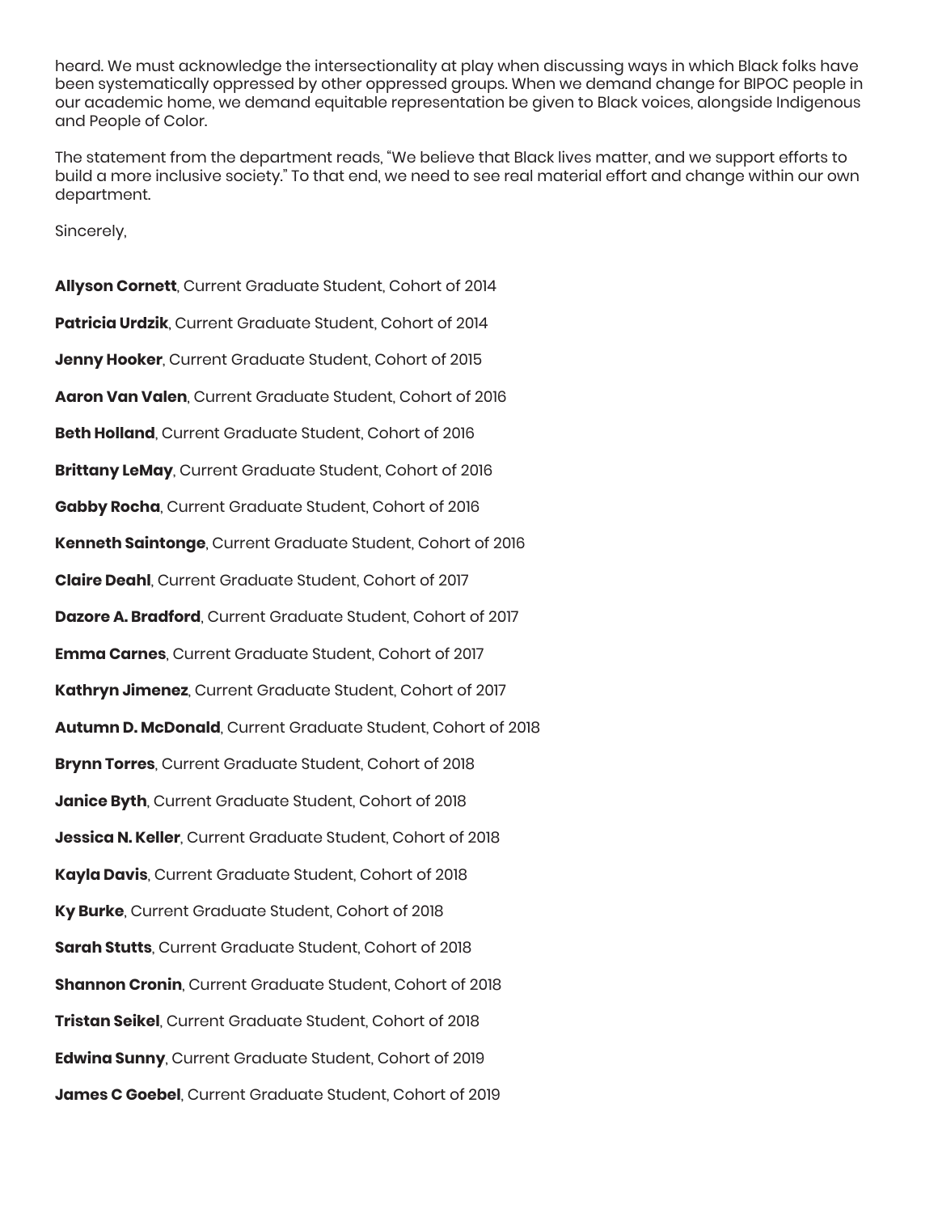heard. We must acknowledge the intersectionality at play when discussing ways in which Black folks have been systematically oppressed by other oppressed groups. When we demand change for BIPOC people in our academic home, we demand equitable representation be given to Black voices, alongside Indigenous and People of Color.

The statement from the department reads, "We believe that Black lives matter, and we support efforts to build a more inclusive society." To that end, we need to see real material effort and change within our own department.

Sincerely,

**Allyson Cornett**, Current Graduate Student, Cohort of 2014

**Patricia Urdzik**, Current Graduate Student, Cohort of 2014

**Jenny Hooker**, Current Graduate Student, Cohort of 2015

**Aaron Van Valen**, Current Graduate Student, Cohort of 2016

**Beth Holland**, Current Graduate Student, Cohort of 2016

**Brittany LeMay**, Current Graduate Student, Cohort of 2016

**Gabby Rocha**, Current Graduate Student, Cohort of 2016

**Kenneth Saintonge**, Current Graduate Student, Cohort of 2016

**Claire Deahl**, Current Graduate Student, Cohort of 2017

**Dazore A. Bradford**, Current Graduate Student, Cohort of 2017

**Emma Carnes**, Current Graduate Student, Cohort of 2017

**Kathryn Jimenez**, Current Graduate Student, Cohort of 2017

**Autumn D. McDonald**, Current Graduate Student, Cohort of 2018

**Brynn Torres**, Current Graduate Student, Cohort of 2018

**Janice Byth**, Current Graduate Student, Cohort of 2018

**Jessica N. Keller**, Current Graduate Student, Cohort of 2018

**Kayla Davis**, Current Graduate Student, Cohort of 2018

**Ky Burke**, Current Graduate Student, Cohort of 2018

**Sarah Stutts**, Current Graduate Student, Cohort of 2018

**Shannon Cronin**, Current Graduate Student, Cohort of 2018

**Tristan Seikel**, Current Graduate Student, Cohort of 2018

**Edwina Sunny**, Current Graduate Student, Cohort of 2019

**James C Goebel**, Current Graduate Student, Cohort of 2019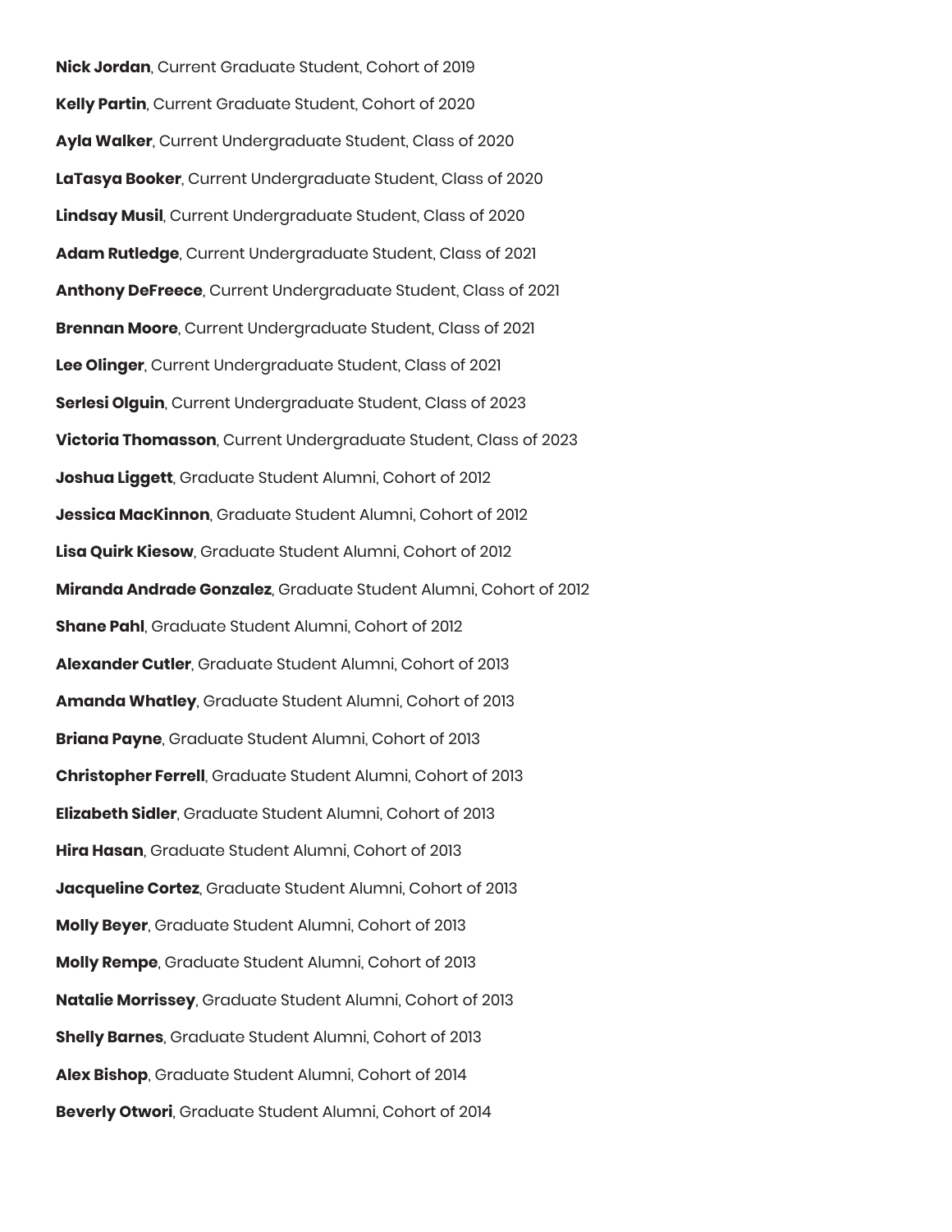**Nick Jordan**, Current Graduate Student, Cohort of 2019

**Kelly Partin**, Current Graduate Student, Cohort of 2020

**Ayla Walker**, Current Undergraduate Student, Class of 2020

**LaTasya Booker**, Current Undergraduate Student, Class of 2020

**Lindsay Musil**, Current Undergraduate Student, Class of 2020

**Adam Rutledge**, Current Undergraduate Student, Class of 2021

**Anthony DeFreece**, Current Undergraduate Student, Class of 2021

**Brennan Moore**, Current Undergraduate Student, Class of 2021

**Lee Olinger**, Current Undergraduate Student, Class of 2021

**Serlesi Olguin**, Current Undergraduate Student, Class of 2023

**Victoria Thomasson**, Current Undergraduate Student, Class of 2023

**Joshua Liggett**, Graduate Student Alumni, Cohort of 2012

**Jessica MacKinnon**, Graduate Student Alumni, Cohort of 2012

**Lisa Quirk Kiesow**, Graduate Student Alumni, Cohort of 2012

**Miranda Andrade Gonzalez**, Graduate Student Alumni, Cohort of 2012

**Shane Pahl**, Graduate Student Alumni, Cohort of 2012

**Alexander Cutler**, Graduate Student Alumni, Cohort of 2013

**Amanda Whatley**, Graduate Student Alumni, Cohort of 2013

**Briana Payne**, Graduate Student Alumni, Cohort of 2013

**Christopher Ferrell**, Graduate Student Alumni, Cohort of 2013

**Elizabeth Sidler**, Graduate Student Alumni, Cohort of 2013

**Hira Hasan**, Graduate Student Alumni, Cohort of 2013

**Jacqueline Cortez**, Graduate Student Alumni, Cohort of 2013

**Molly Beyer**, Graduate Student Alumni, Cohort of 2013

**Molly Rempe**, Graduate Student Alumni, Cohort of 2013

**Natalie Morrissey**, Graduate Student Alumni, Cohort of 2013

**Shelly Barnes**, Graduate Student Alumni, Cohort of 2013

**Alex Bishop**, Graduate Student Alumni, Cohort of 2014

**Beverly Otwori**, Graduate Student Alumni, Cohort of 2014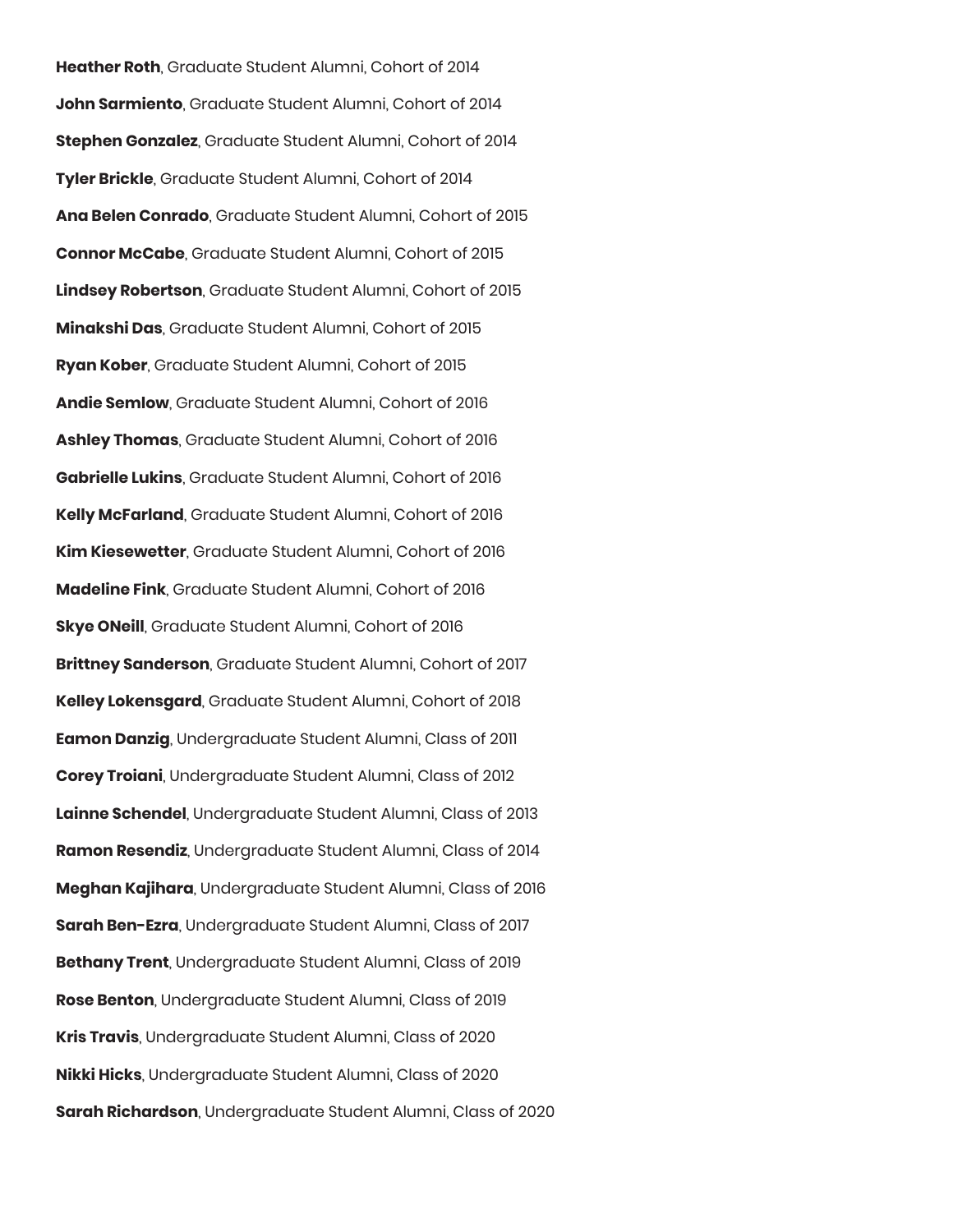**Heather Roth**, Graduate Student Alumni, Cohort of 2014

**John Sarmiento**, Graduate Student Alumni, Cohort of 2014

**Stephen Gonzalez**, Graduate Student Alumni, Cohort of 2014

**Tyler Brickle**, Graduate Student Alumni, Cohort of 2014

**Ana Belen Conrado**, Graduate Student Alumni, Cohort of 2015

**Connor McCabe**, Graduate Student Alumni, Cohort of 2015

**Lindsey Robertson**, Graduate Student Alumni, Cohort of 2015

**Minakshi Das**, Graduate Student Alumni, Cohort of 2015

**Ryan Kober**, Graduate Student Alumni, Cohort of 2015

**Andie Semlow**, Graduate Student Alumni, Cohort of 2016

**Ashley Thomas**, Graduate Student Alumni, Cohort of 2016

**Gabrielle Lukins**, Graduate Student Alumni, Cohort of 2016

**Kelly McFarland**, Graduate Student Alumni, Cohort of 2016

**Kim Kiesewetter**, Graduate Student Alumni, Cohort of 2016

**Madeline Fink**, Graduate Student Alumni, Cohort of 2016

**Skye ONeill**, Graduate Student Alumni, Cohort of 2016

**Brittney Sanderson**, Graduate Student Alumni, Cohort of 2017

**Kelley Lokensgard**, Graduate Student Alumni, Cohort of 2018

**Eamon Danzig**, Undergraduate Student Alumni, Class of 2011

**Corey Troiani**, Undergraduate Student Alumni, Class of 2012

**Lainne Schendel**, Undergraduate Student Alumni, Class of 2013

**Ramon Resendiz**, Undergraduate Student Alumni, Class of 2014

**Meghan Kajihara**, Undergraduate Student Alumni, Class of 2016

**Sarah Ben-Ezra**, Undergraduate Student Alumni, Class of 2017

**Bethany Trent**, Undergraduate Student Alumni, Class of 2019

**Rose Benton**, Undergraduate Student Alumni, Class of 2019

**Kris Travis**, Undergraduate Student Alumni, Class of 2020

**Nikki Hicks**, Undergraduate Student Alumni, Class of 2020

**Sarah Richardson**, Undergraduate Student Alumni, Class of 2020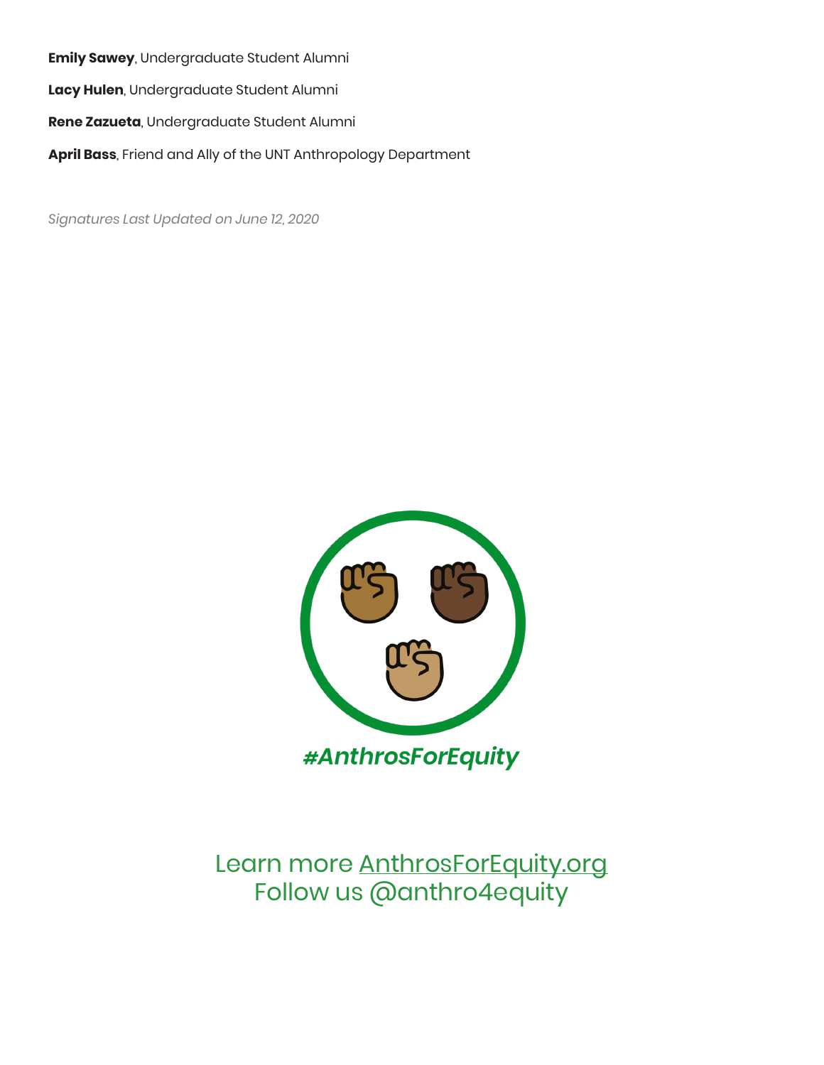**Emily Sawey**, Undergraduate Student Alumni

**Lacy Hulen**, Undergraduate Student Alumni

**Rene Zazueta**, Undergraduate Student Alumni

**April Bass**, Friend and Ally of the UNT Anthropology Department

*Signatures Last Updated on June 12, 2020*

***#AnthrosForEquity***

Learn more AnthrosForEquity.org
Follow us @anthro4equity